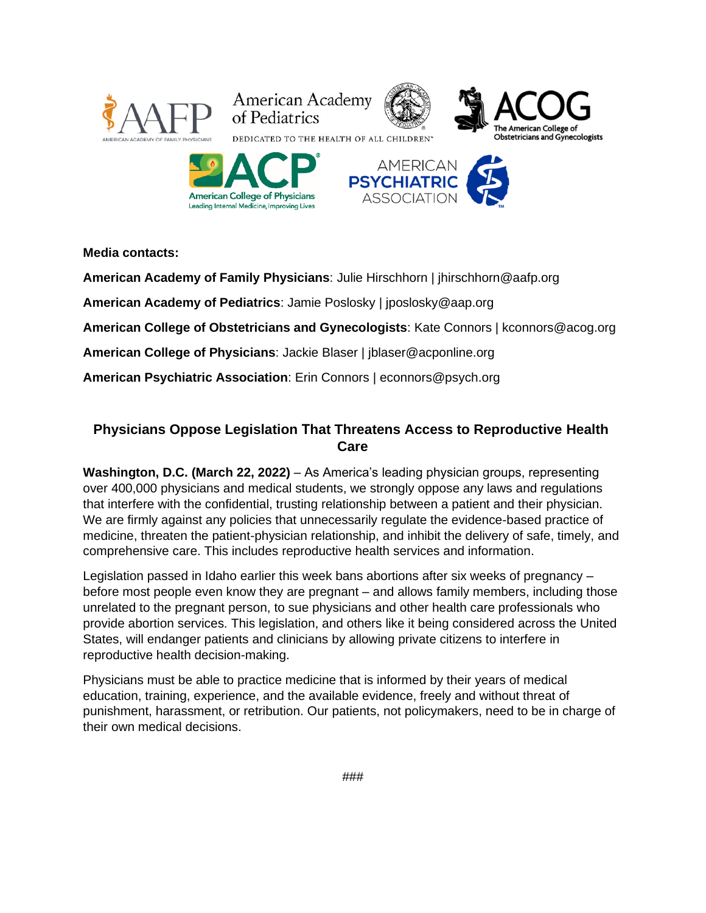**Media contacts:**

**American Academy of Family Physicians**: Julie Hirschhorn | jhirschhorn@aafp.org

**American Academy of Pediatrics**: Jamie Poslosky | jposlosky@aap.org

**American College of Obstetricians and Gynecologists**: Kate Connors | kconnors@acog.org

**American College of Physicians**: Jackie Blaser | jblaser@acponline.org

**American Psychiatric Association**: Erin Connors | econnors@psych.org

## Physicians Oppose Legislation That Threatens Access to Reproductive Health Care

**Washington, D.C. (March 22, 2022)** – As America's leading physician groups, representing over 400,000 physicians and medical students, we strongly oppose any laws and regulations that interfere with the confidential, trusting relationship between a patient and their physician. We are firmly against any policies that unnecessarily regulate the evidence-based practice of medicine, threaten the patient-physician relationship, and inhibit the delivery of safe, timely, and comprehensive care. This includes reproductive health services and information.

Legislation passed in Idaho earlier this week bans abortions after six weeks of pregnancy – before most people even know they are pregnant – and allows family members, including those unrelated to the pregnant person, to sue physicians and other health care professionals who provide abortion services. This legislation, and others like it being considered across the United States, will endanger patients and clinicians by allowing private citizens to interfere in reproductive health decision-making.

Physicians must be able to practice medicine that is informed by their years of medical education, training, experience, and the available evidence, freely and without threat of punishment, harassment, or retribution. Our patients, not policymakers, need to be in charge of their own medical decisions.

###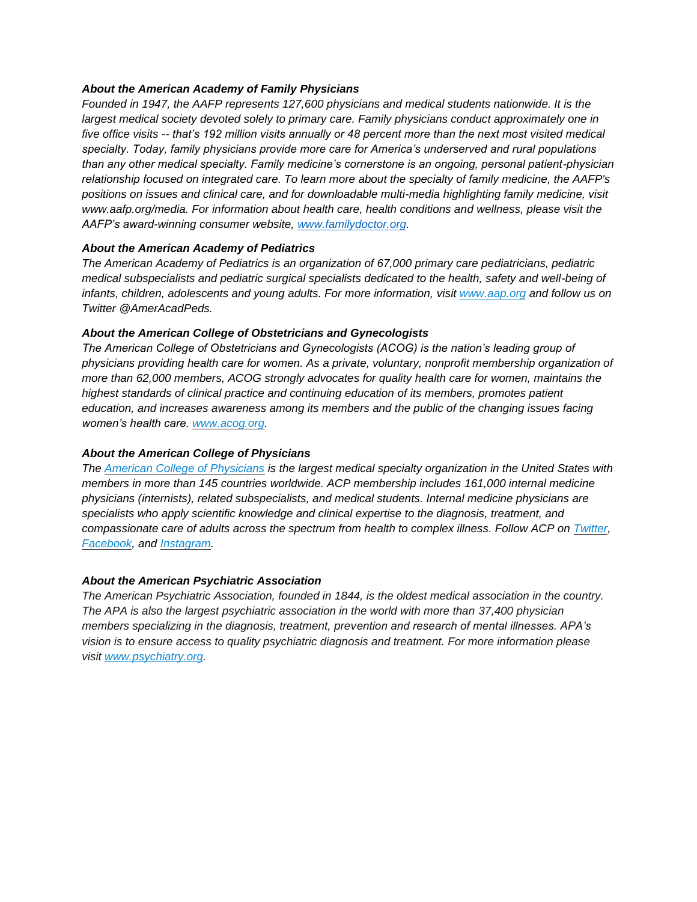***About the American Academy of Family Physicians***

*Founded in 1947, the AAFP represents 127,600 physicians and medical students nationwide. It is the largest medical society devoted solely to primary care. Family physicians conduct approximately one in five office visits -- that's 192 million visits annually or 48 percent more than the next most visited medical specialty. Today, family physicians provide more care for America's underserved and rural populations than any other medical specialty. Family medicine's cornerstone is an ongoing, personal patient-physician relationship focused on integrated care. To learn more about the specialty of family medicine, the AAFP's positions on issues and clinical care, and for downloadable multi-media highlighting family medicine, visit www.aafp.org/media. For information about health care, health conditions and wellness, please visit the AAFP's award-winning consumer website, [www.familydoctor.org](www.familydoctor.org).*

***About the American Academy of Pediatrics***

*The American Academy of Pediatrics is an organization of 67,000 primary care pediatricians, pediatric medical subspecialists and pediatric surgical specialists dedicated to the health, safety and well-being of infants, children, adolescents and young adults. For more information, visit [www.aap.org](www.aap.org) and follow us on Twitter @AmerAcadPeds.*

***About the American College of Obstetricians and Gynecologists***

*The American College of Obstetricians and Gynecologists (ACOG) is the nation's leading group of physicians providing health care for women. As a private, voluntary, nonprofit membership organization of more than 62,000 members, ACOG strongly advocates for quality health care for women, maintains the highest standards of clinical practice and continuing education of its members, promotes patient education, and increases awareness among its members and the public of the changing issues facing women's health care. [www.acog.org](www.acog.org).*

***About the American College of Physicians***

*The American College of Physicians is the largest medical specialty organization in the United States with members in more than 145 countries worldwide. ACP membership includes 161,000 internal medicine physicians (internists), related subspecialists, and medical students. Internal medicine physicians are specialists who apply scientific knowledge and clinical expertise to the diagnosis, treatment, and compassionate care of adults across the spectrum from health to complex illness. Follow ACP on Twitter, Facebook, and Instagram.*

***About the American Psychiatric Association***

*The American Psychiatric Association, founded in 1844, is the oldest medical association in the country. The APA is also the largest psychiatric association in the world with more than 37,400 physician members specializing in the diagnosis, treatment, prevention and research of mental illnesses. APA's vision is to ensure access to quality psychiatric diagnosis and treatment. For more information please visit [www.psychiatry.org](www.psychiatry.org).*